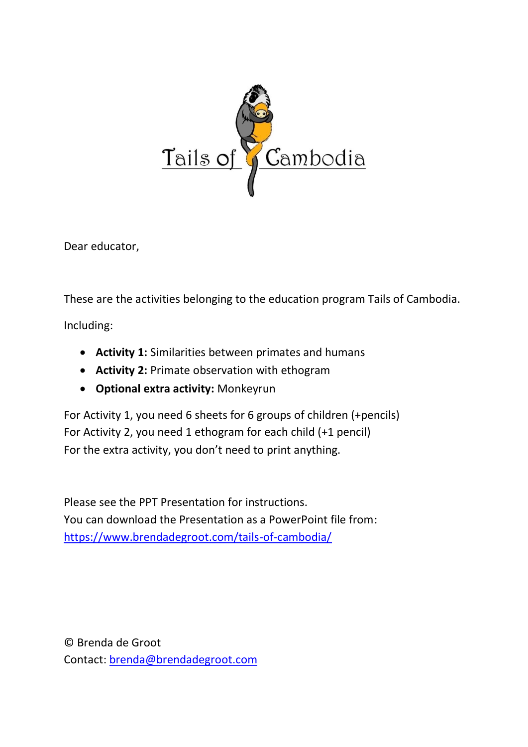# Tails of Cambodia

Dear educator,

These are the activities belonging to the education program Tails of Cambodia.

Including:

- **Activity 1:** Similarities between primates and humans
- **Activity 2:** Primate observation with ethogram
- **Optional extra activity:** Monkeyrun

For Activity 1, you need 6 sheets for 6 groups of children (+pencils)
For Activity 2, you need 1 ethogram for each child (+1 pencil)
For the extra activity, you don't need to print anything.

Please see the PPT Presentation for instructions.
You can download the Presentation as a PowerPoint file from:
https://www.brendadegroot.com/tails-of-cambodia/

© Brenda de Groot
Contact: brenda@brendadegroot.com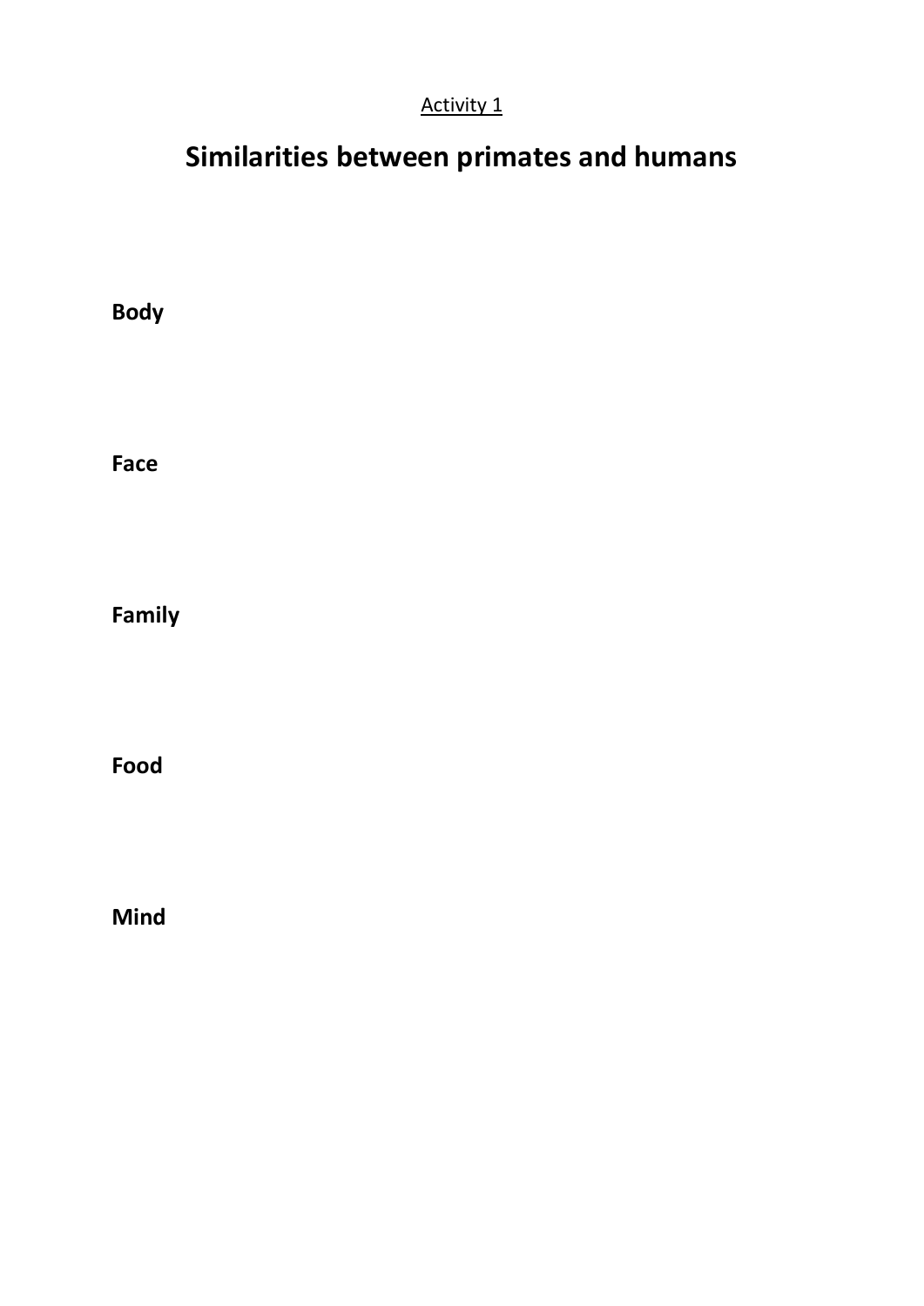<u>Activity 1</u>

# Similarities between primates and humans

**Body**

**Face**

**Family**

**Food**

**Mind**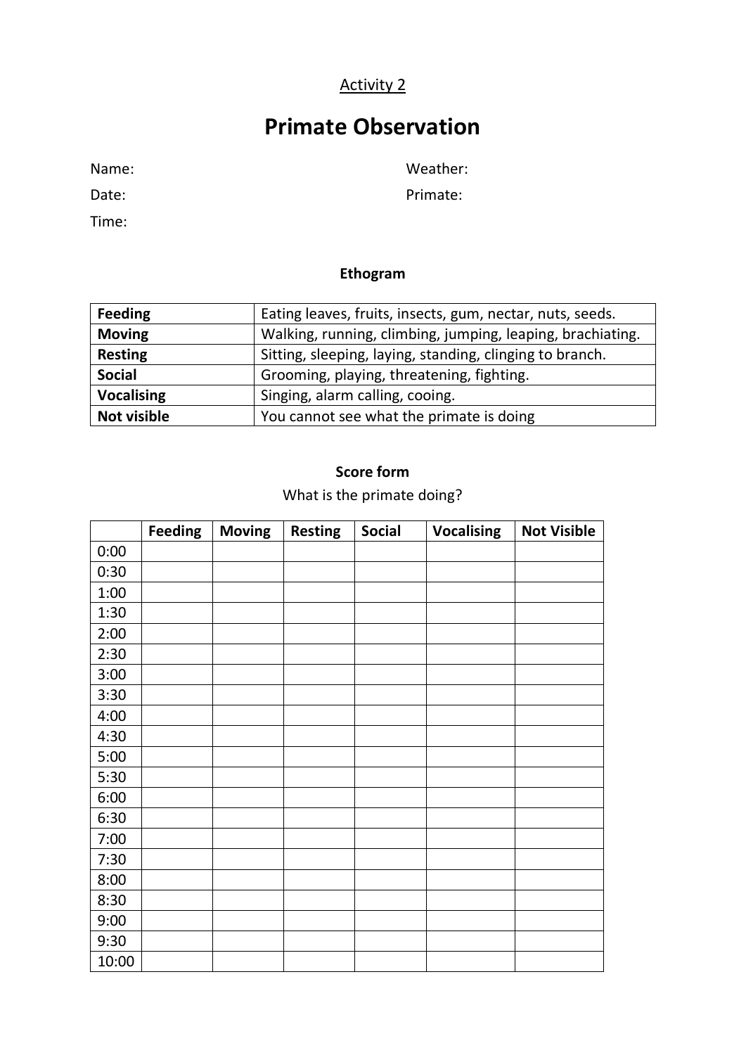Activity 2

# Primate Observation

Name:

Date:

Time:

Weather:

Primate:

### Ethogram

| | |
|---|---|
| **Feeding** | Eating leaves, fruits, insects, gum, nectar, nuts, seeds. |
| **Moving** | Walking, running, climbing, jumping, leaping, brachiating. |
| **Resting** | Sitting, sleeping, laying, standing, clinging to branch. |
| **Social** | Grooming, playing, threatening, fighting. |
| **Vocalising** | Singing, alarm calling, cooing. |
| **Not visible** | You cannot see what the primate is doing |

### Score form

What is the primate doing?

| | Feeding | Moving | Resting | Social | Vocalising | Not Visible |
|---|---|---|---|---|---|---|
| 0:00 | | | | | | |
| 0:30 | | | | | | |
| 1:00 | | | | | | |
| 1:30 | | | | | | |
| 2:00 | | | | | | |
| 2:30 | | | | | | |
| 3:00 | | | | | | |
| 3:30 | | | | | | |
| 4:00 | | | | | | |
| 4:30 | | | | | | |
| 5:00 | | | | | | |
| 5:30 | | | | | | |
| 6:00 | | | | | | |
| 6:30 | | | | | | |
| 7:00 | | | | | | |
| 7:30 | | | | | | |
| 8:00 | | | | | | |
| 8:30 | | | | | | |
| 9:00 | | | | | | |
| 9:30 | | | | | | |
| 10:00 | | | | | | |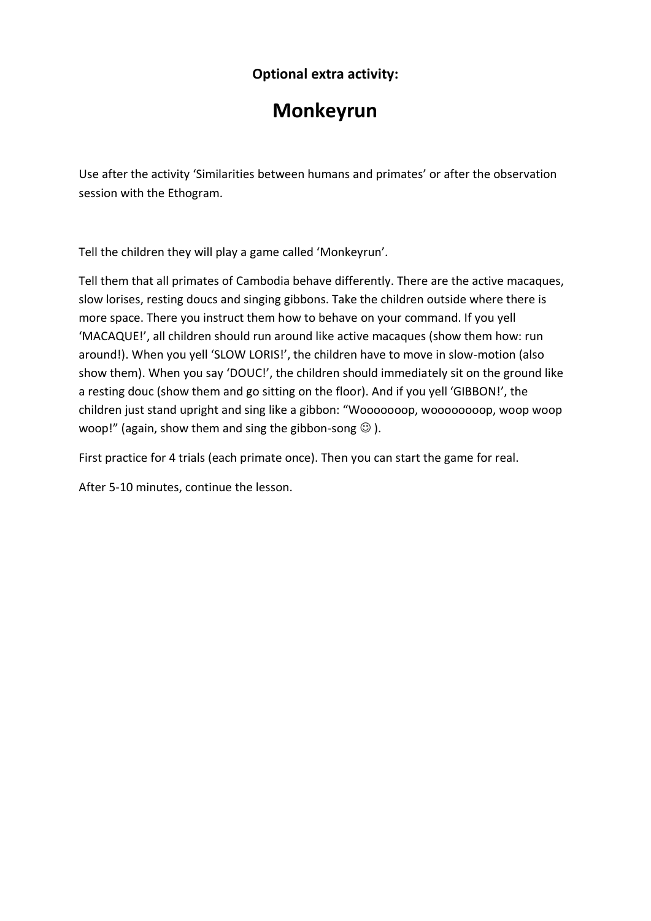**Optional extra activity:**

# Monkeyrun

Use after the activity ‘Similarities between humans and primates’ or after the observation session with the Ethogram.

Tell the children they will play a game called ‘Monkeyrun’.

Tell them that all primates of Cambodia behave differently. There are the active macaques, slow lorises, resting doucs and singing gibbons. Take the children outside where there is more space. There you instruct them how to behave on your command. If you yell ‘MACAQUE!’, all children should run around like active macaques (show them how: run around!). When you yell ‘SLOW LORIS!’, the children have to move in slow-motion (also show them). When you say ‘DOUC!’, the children should immediately sit on the ground like a resting douc (show them and go sitting on the floor). And if you yell ‘GIBBON!’, the children just stand upright and sing like a gibbon: “Wooooooop, woooooooop, woop woop woop!” (again, show them and sing the gibbon-song ☺ ).

First practice for 4 trials (each primate once). Then you can start the game for real.

After 5-10 minutes, continue the lesson.